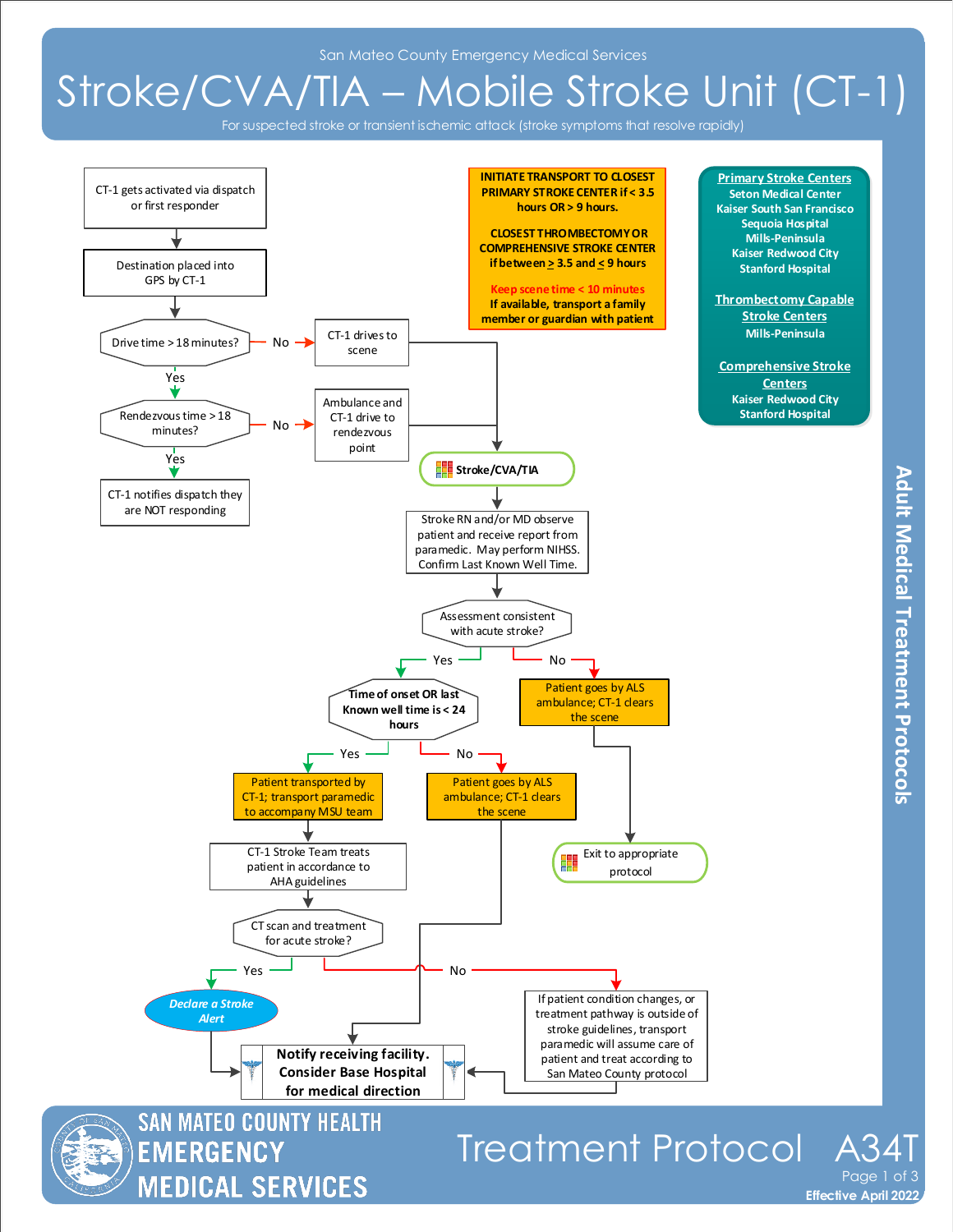San Mateo County Emergency Medical Services

# Stroke/CVA/TIA – Mobile Stroke Unit (CT-1)

For suspected stroke or transient ischemic attack (stroke symptoms that resolve rapidly)

**INITIATE TRANSPORT TO CLOSEST PRIMARY STROKE CENTER if < 3.5 hours OR > 9 hours.**

**CLOSEST THROMBECTOMY OR COMPREHENSIVE STROKE CENTER if between ≥ 3.5 and ≤ 9 hours**

**Keep scene time < 10 minutes**

**If available, transport a family member or guardian with patient**

**Primary Stroke Centers**
- Seton Medical Center
- Kaiser South San Francisco
- Sequoia Hospital
- Mills-Peninsula
- Kaiser Redwood City
- Stanford Hospital

**Thrombectomy Capable Stroke Centers**
- Mills-Peninsula

**Comprehensive Stroke Centers**
- Kaiser Redwood City
- Stanford Hospital

---

- CT-1 gets activated via dispatch or first responder
- Destination placed into GPS by CT-1
- Drive time > 18 minutes?
  - No → CT-1 drives to scene → Stroke/CVA/TIA
  - Yes → Rendezvous time > 18 minutes?
    - No → Ambulance and CT-1 drive to rendezvous point → Stroke/CVA/TIA
    - Yes → CT-1 notifies dispatch they are NOT responding
- Stroke/CVA/TIA
- Stroke RN and/or MD observe patient and receive report from paramedic. May perform NIHSS. Confirm Last Known Well Time.
- Assessment consistent with acute stroke?
  - No → Patient goes by ALS ambulance; CT-1 clears the scene → Exit to appropriate protocol
  - Yes → Time of onset OR last Known well time is < 24 hours
    - No → Patient goes by ALS ambulance; CT-1 clears the scene → Notify receiving facility. Consider Base Hospital for medical direction
    - Yes → Patient transported by CT-1; transport paramedic to accompany MSU team
      - CT-1 Stroke Team treats patient in accordance to AHA guidelines
      - CT scan and treatment for acute stroke?
        - Yes → Declare a Stroke Alert → Notify receiving facility. Consider Base Hospital for medical direction
        - No → If patient condition changes, or treatment pathway is outside of stroke guidelines, transport paramedic will assume care of patient and treat according to San Mateo County protocol → Notify receiving facility. Consider Base Hospital for medical direction

**Notify receiving facility. Consider Base Hospital for medical direction**

Adult Medical Treatment Protocols

SAN MATEO COUNTY HEALTH EMERGENCY MEDICAL SERVICES

Treatment Protocol A34T

Effective April 2022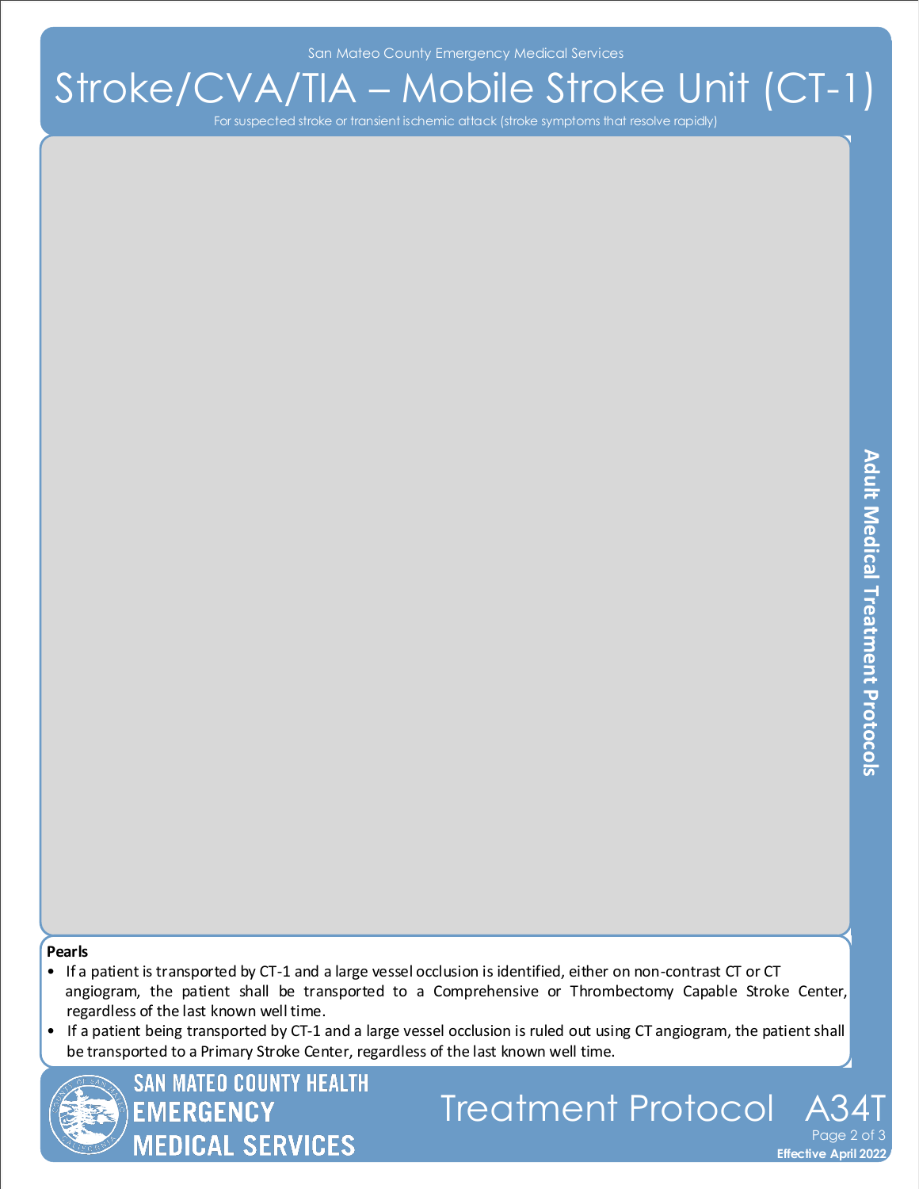San Mateo County Emergency Medical Services

# Stroke/CVA/TIA – Mobile Stroke Unit (CT-1)

For suspected stroke or transient ischemic attack (stroke symptoms that resolve rapidly)

**Pearls**

- If a patient is transported by CT-1 and a large vessel occlusion is identified, either on non-contrast CT or CT angiogram, the patient shall be transported to a Comprehensive or Thrombectomy Capable Stroke Center, regardless of the last known well time.
- If a patient being transported by CT-1 and a large vessel occlusion is ruled out using CT angiogram, the patient shall be transported to a Primary Stroke Center, regardless of the last known well time.

Treatment Protocol A34T

Effective April 2022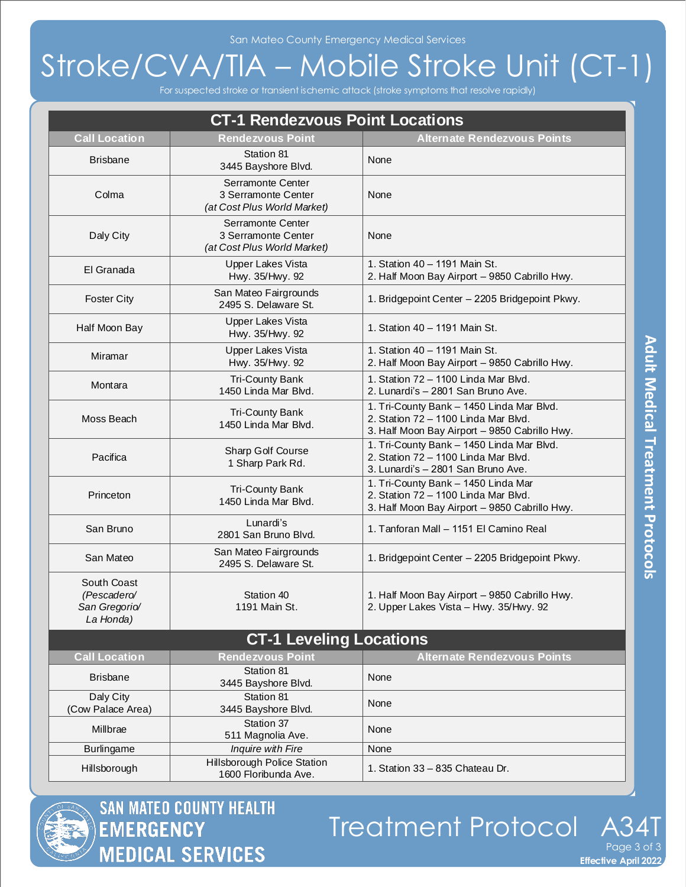San Mateo County Emergency Medical Services

# Stroke/CVA/TIA – Mobile Stroke Unit (CT-1)

For suspected stroke or transient ischemic attack (stroke symptoms that resolve rapidly)

## CT-1 Rendezvous Point Locations

| Call Location | Rendezvous Point | Alternate Rendezvous Points |
|---|---|---|
| Brisbane | Station 81<br>3445 Bayshore Blvd. | None |
| Colma | Serramonte Center<br>3 Serramonte Center<br>*(at Cost Plus World Market)* | None |
| Daly City | Serramonte Center<br>3 Serramonte Center<br>*(at Cost Plus World Market)* | None |
| El Granada | Upper Lakes Vista<br>Hwy. 35/Hwy. 92 | 1. Station 40 – 1191 Main St.<br>2. Half Moon Bay Airport – 9850 Cabrillo Hwy. |
| Foster City | San Mateo Fairgrounds<br>2495 S. Delaware St. | 1. Bridgepoint Center – 2205 Bridgepoint Pkwy. |
| Half Moon Bay | Upper Lakes Vista<br>Hwy. 35/Hwy. 92 | 1. Station 40 – 1191 Main St. |
| Miramar | Upper Lakes Vista<br>Hwy. 35/Hwy. 92 | 1. Station 40 – 1191 Main St.<br>2. Half Moon Bay Airport – 9850 Cabrillo Hwy. |
| Montara | Tri-County Bank<br>1450 Linda Mar Blvd. | 1. Station 72 – 1100 Linda Mar Blvd.<br>2. Lunardi's – 2801 San Bruno Ave. |
| Moss Beach | Tri-County Bank<br>1450 Linda Mar Blvd. | 1. Tri-County Bank – 1450 Linda Mar Blvd.<br>2. Station 72 – 1100 Linda Mar Blvd.<br>3. Half Moon Bay Airport – 9850 Cabrillo Hwy. |
| Pacifica | Sharp Golf Course<br>1 Sharp Park Rd. | 1. Tri-County Bank – 1450 Linda Mar Blvd.<br>2. Station 72 – 1100 Linda Mar Blvd.<br>3. Lunardi's – 2801 San Bruno Ave. |
| Princeton | Tri-County Bank<br>1450 Linda Mar Blvd. | 1. Tri-County Bank – 1450 Linda Mar<br>2. Station 72 – 1100 Linda Mar Blvd.<br>3. Half Moon Bay Airport – 9850 Cabrillo Hwy. |
| San Bruno | Lunardi's<br>2801 San Bruno Blvd. | 1. Tanforan Mall – 1151 El Camino Real |
| San Mateo | San Mateo Fairgrounds<br>2495 S. Delaware St. | 1. Bridgepoint Center – 2205 Bridgepoint Pkwy. |
| South Coast<br>*(Pescadero/<br>San Gregorio/<br>La Honda)* | Station 40<br>1191 Main St. | 1. Half Moon Bay Airport – 9850 Cabrillo Hwy.<br>2. Upper Lakes Vista – Hwy. 35/Hwy. 92 |

## CT-1 Leveling Locations

| Call Location | Rendezvous Point | Alternate Rendezvous Points |
|---|---|---|
| Brisbane | Station 81<br>3445 Bayshore Blvd. | None |
| Daly City<br>(Cow Palace Area) | Station 81<br>3445 Bayshore Blvd. | None |
| Millbrae | Station 37<br>511 Magnolia Ave. | None |
| Burlingame | *Inquire with Fire* | None |
| Hillsborough | Hillsborough Police Station<br>1600 Floribunda Ave. | 1. Station 33 – 835 Chateau Dr. |

Adult Medical Treatment Protocols

SAN MATEO COUNTY HEALTH EMERGENCY MEDICAL SERVICES

Treatment Protocol A34T

Effective April 2022